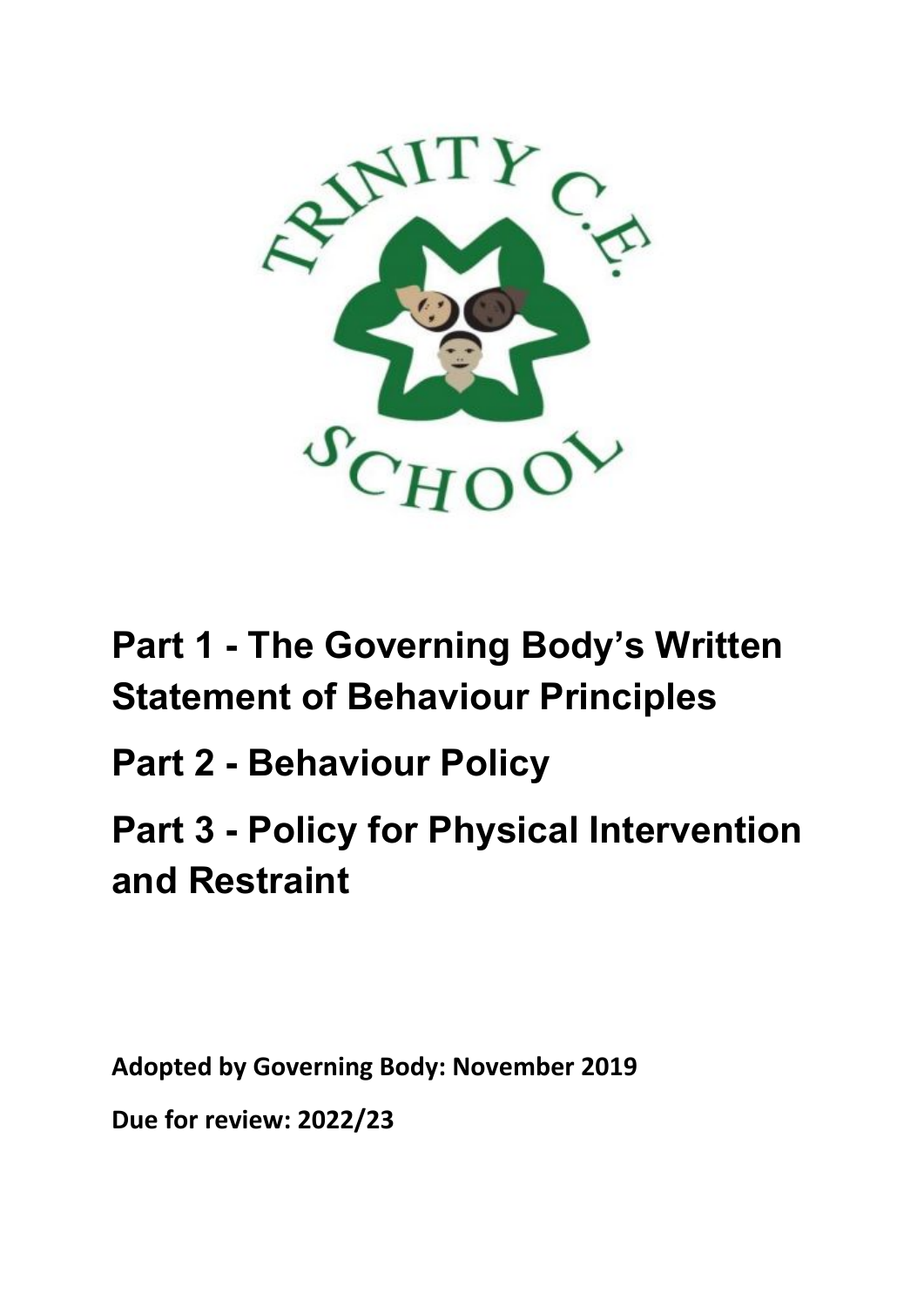# Part 1 - The Governing Body's Written Statement of Behaviour Principles

# Part 2 - Behaviour Policy

# Part 3 - Policy for Physical Intervention and Restraint

**Adopted by Governing Body: November 2019**

**Due for review: 2022/23**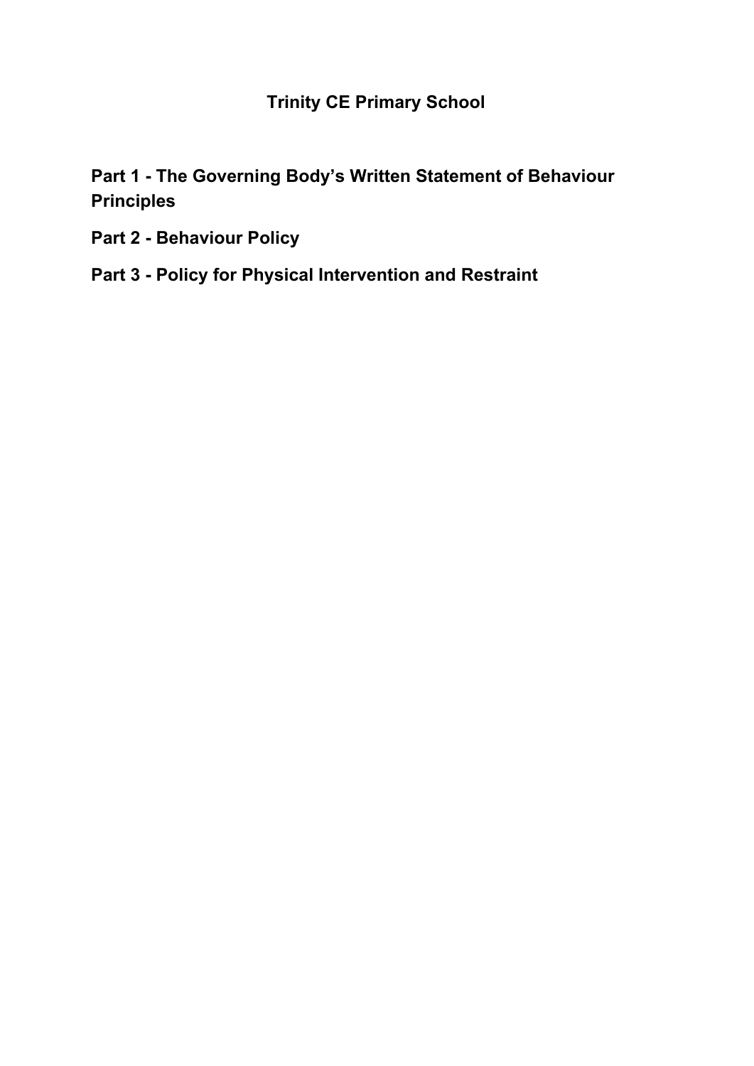# Trinity CE Primary School

## Part 1 - The Governing Body's Written Statement of Behaviour Principles

## Part 2 - Behaviour Policy

## Part 3 - Policy for Physical Intervention and Restraint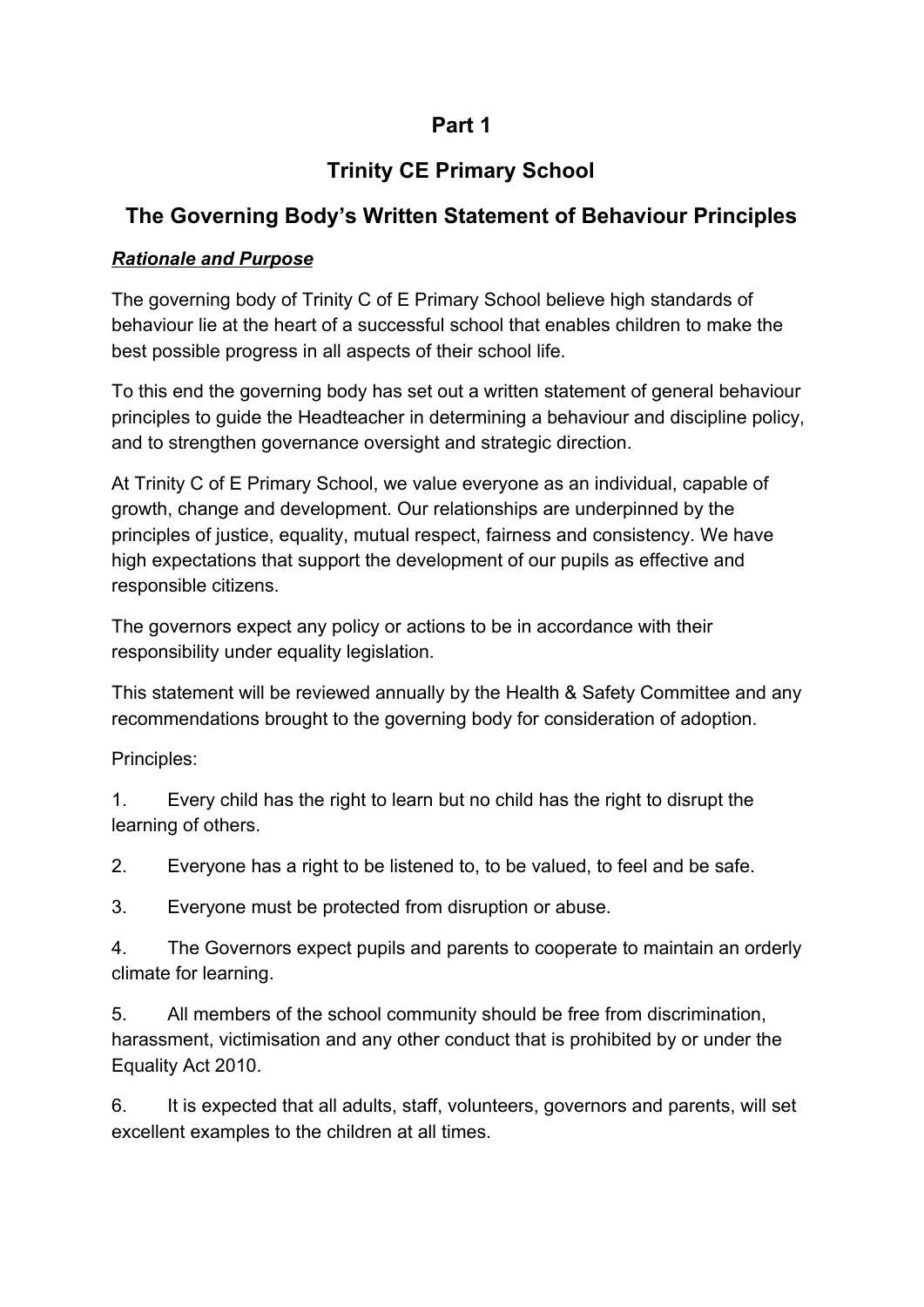# Part 1

# Trinity CE Primary School

## The Governing Body's Written Statement of Behaviour Principles

***Rationale and Purpose***

The governing body of Trinity C of E Primary School believe high standards of behaviour lie at the heart of a successful school that enables children to make the best possible progress in all aspects of their school life.

To this end the governing body has set out a written statement of general behaviour principles to guide the Headteacher in determining a behaviour and discipline policy, and to strengthen governance oversight and strategic direction.

At Trinity C of E Primary School, we value everyone as an individual, capable of growth, change and development. Our relationships are underpinned by the principles of justice, equality, mutual respect, fairness and consistency. We have high expectations that support the development of our pupils as effective and responsible citizens.

The governors expect any policy or actions to be in accordance with their responsibility under equality legislation.

This statement will be reviewed annually by the Health & Safety Committee and any recommendations brought to the governing body for consideration of adoption.

Principles:

1. Every child has the right to learn but no child has the right to disrupt the learning of others.
2. Everyone has a right to be listened to, to be valued, to feel and be safe.
3. Everyone must be protected from disruption or abuse.
4. The Governors expect pupils and parents to cooperate to maintain an orderly climate for learning.
5. All members of the school community should be free from discrimination, harassment, victimisation and any other conduct that is prohibited by or under the Equality Act 2010.
6. It is expected that all adults, staff, volunteers, governors and parents, will set excellent examples to the children at all times.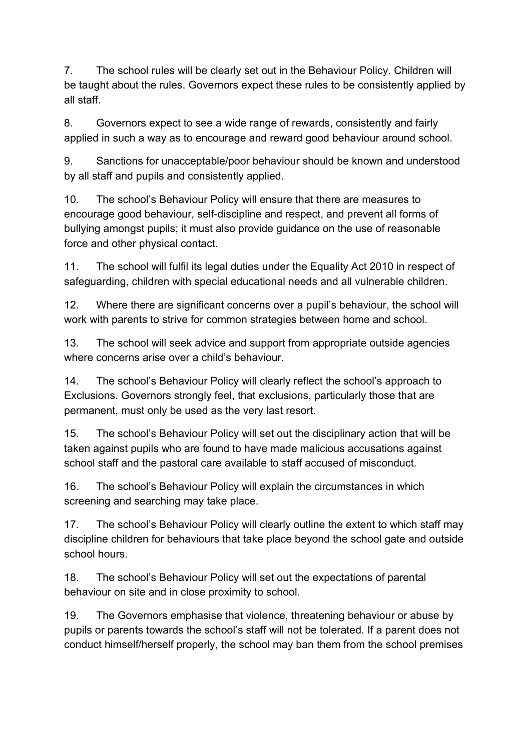7. The school rules will be clearly set out in the Behaviour Policy. Children will be taught about the rules. Governors expect these rules to be consistently applied by all staff.

8. Governors expect to see a wide range of rewards, consistently and fairly applied in such a way as to encourage and reward good behaviour around school.

9. Sanctions for unacceptable/poor behaviour should be known and understood by all staff and pupils and consistently applied.

10. The school's Behaviour Policy will ensure that there are measures to encourage good behaviour, self-discipline and respect, and prevent all forms of bullying amongst pupils; it must also provide guidance on the use of reasonable force and other physical contact.

11. The school will fulfil its legal duties under the Equality Act 2010 in respect of safeguarding, children with special educational needs and all vulnerable children.

12. Where there are significant concerns over a pupil's behaviour, the school will work with parents to strive for common strategies between home and school.

13. The school will seek advice and support from appropriate outside agencies where concerns arise over a child's behaviour.

14. The school's Behaviour Policy will clearly reflect the school's approach to Exclusions. Governors strongly feel, that exclusions, particularly those that are permanent, must only be used as the very last resort.

15. The school's Behaviour Policy will set out the disciplinary action that will be taken against pupils who are found to have made malicious accusations against school staff and the pastoral care available to staff accused of misconduct.

16. The school's Behaviour Policy will explain the circumstances in which screening and searching may take place.

17. The school's Behaviour Policy will clearly outline the extent to which staff may discipline children for behaviours that take place beyond the school gate and outside school hours.

18. The school's Behaviour Policy will set out the expectations of parental behaviour on site and in close proximity to school.

19. The Governors emphasise that violence, threatening behaviour or abuse by pupils or parents towards the school's staff will not be tolerated. If a parent does not conduct himself/herself properly, the school may ban them from the school premises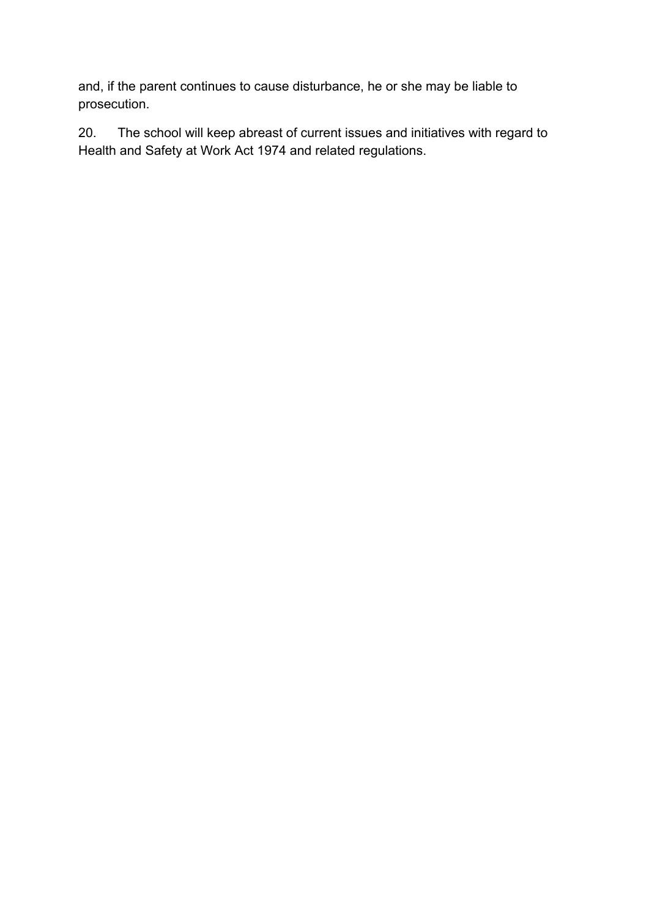and, if the parent continues to cause disturbance, he or she may be liable to prosecution.

20. The school will keep abreast of current issues and initiatives with regard to Health and Safety at Work Act 1974 and related regulations.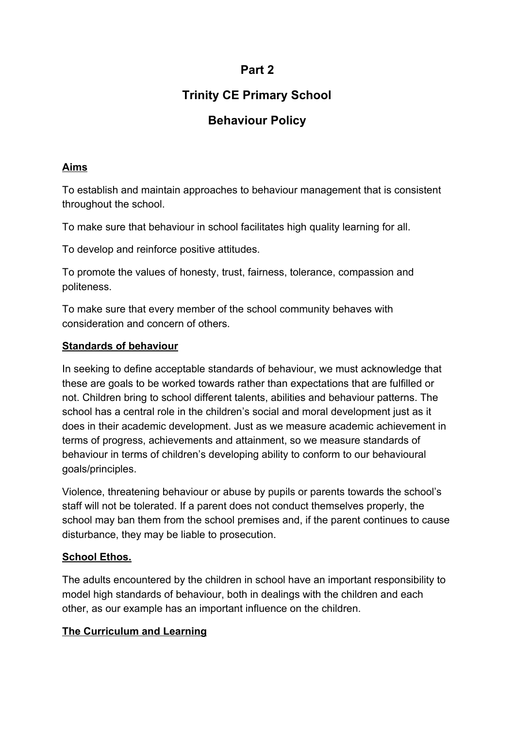# Part 2

# Trinity CE Primary School

# Behaviour Policy

## Aims

To establish and maintain approaches to behaviour management that is consistent throughout the school.

To make sure that behaviour in school facilitates high quality learning for all.

To develop and reinforce positive attitudes.

To promote the values of honesty, trust, fairness, tolerance, compassion and politeness.

To make sure that every member of the school community behaves with consideration and concern of others.

## Standards of behaviour

In seeking to define acceptable standards of behaviour, we must acknowledge that these are goals to be worked towards rather than expectations that are fulfilled or not. Children bring to school different talents, abilities and behaviour patterns. The school has a central role in the children's social and moral development just as it does in their academic development. Just as we measure academic achievement in terms of progress, achievements and attainment, so we measure standards of behaviour in terms of children's developing ability to conform to our behavioural goals/principles.

Violence, threatening behaviour or abuse by pupils or parents towards the school's staff will not be tolerated. If a parent does not conduct themselves properly, the school may ban them from the school premises and, if the parent continues to cause disturbance, they may be liable to prosecution.

## School Ethos.

The adults encountered by the children in school have an important responsibility to model high standards of behaviour, both in dealings with the children and each other, as our example has an important influence on the children.

## The Curriculum and Learning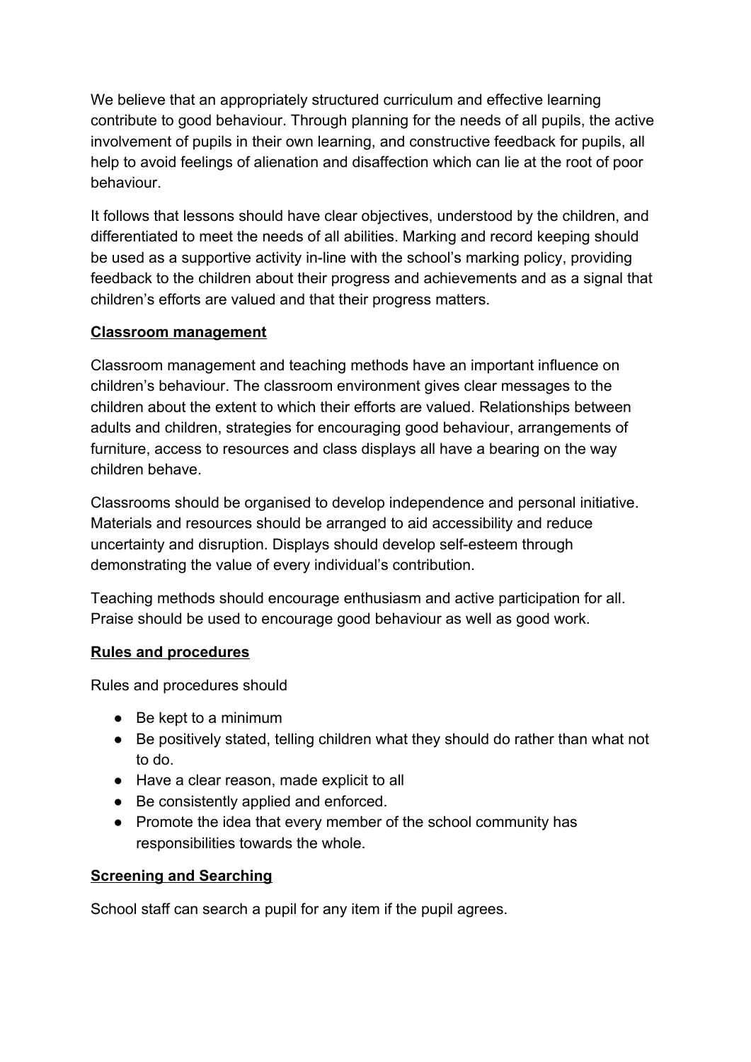We believe that an appropriately structured curriculum and effective learning contribute to good behaviour. Through planning for the needs of all pupils, the active involvement of pupils in their own learning, and constructive feedback for pupils, all help to avoid feelings of alienation and disaffection which can lie at the root of poor behaviour.

It follows that lessons should have clear objectives, understood by the children, and differentiated to meet the needs of all abilities. Marking and record keeping should be used as a supportive activity in-line with the school's marking policy, providing feedback to the children about their progress and achievements and as a signal that children's efforts are valued and that their progress matters.

## Classroom management

Classroom management and teaching methods have an important influence on children's behaviour. The classroom environment gives clear messages to the children about the extent to which their efforts are valued. Relationships between adults and children, strategies for encouraging good behaviour, arrangements of furniture, access to resources and class displays all have a bearing on the way children behave.

Classrooms should be organised to develop independence and personal initiative. Materials and resources should be arranged to aid accessibility and reduce uncertainty and disruption. Displays should develop self-esteem through demonstrating the value of every individual's contribution.

Teaching methods should encourage enthusiasm and active participation for all. Praise should be used to encourage good behaviour as well as good work.

## Rules and procedures

Rules and procedures should

- Be kept to a minimum
- Be positively stated, telling children what they should do rather than what not to do.
- Have a clear reason, made explicit to all
- Be consistently applied and enforced.
- Promote the idea that every member of the school community has responsibilities towards the whole.

## Screening and Searching

School staff can search a pupil for any item if the pupil agrees.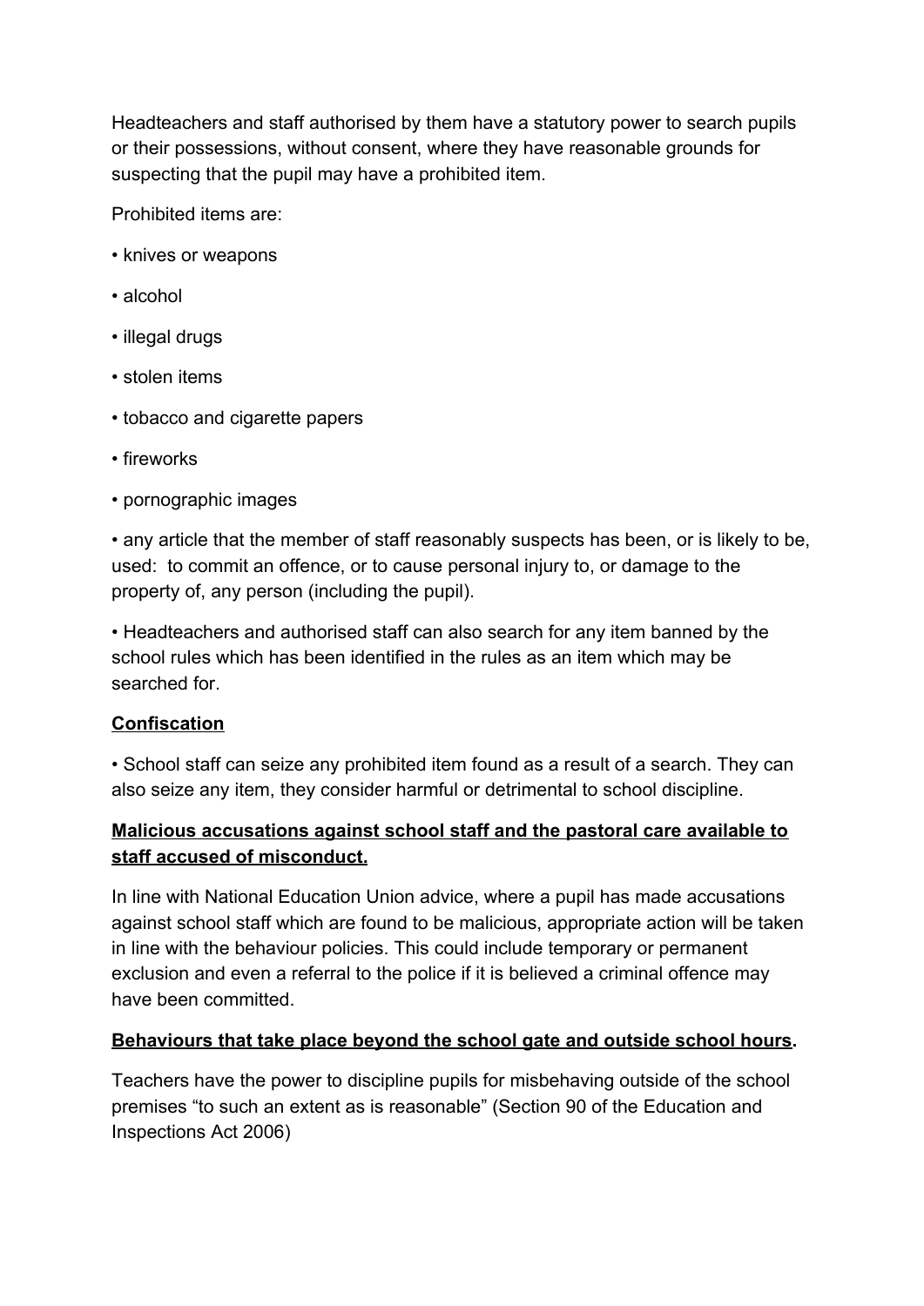Headteachers and staff authorised by them have a statutory power to search pupils or their possessions, without consent, where they have reasonable grounds for suspecting that the pupil may have a prohibited item.

Prohibited items are:

- knives or weapons
- alcohol
- illegal drugs
- stolen items
- tobacco and cigarette papers
- fireworks
- pornographic images
- any article that the member of staff reasonably suspects has been, or is likely to be, used: to commit an offence, or to cause personal injury to, or damage to the property of, any person (including the pupil).
- Headteachers and authorised staff can also search for any item banned by the school rules which has been identified in the rules as an item which may be searched for.

**Confiscation**

- School staff can seize any prohibited item found as a result of a search. They can also seize any item, they consider harmful or detrimental to school discipline.

**Malicious accusations against school staff and the pastoral care available to staff accused of misconduct.**

In line with National Education Union advice, where a pupil has made accusations against school staff which are found to be malicious, appropriate action will be taken in line with the behaviour policies. This could include temporary or permanent exclusion and even a referral to the police if it is believed a criminal offence may have been committed.

**Behaviours that take place beyond the school gate and outside school hours.**

Teachers have the power to discipline pupils for misbehaving outside of the school premises "to such an extent as is reasonable" (Section 90 of the Education and Inspections Act 2006)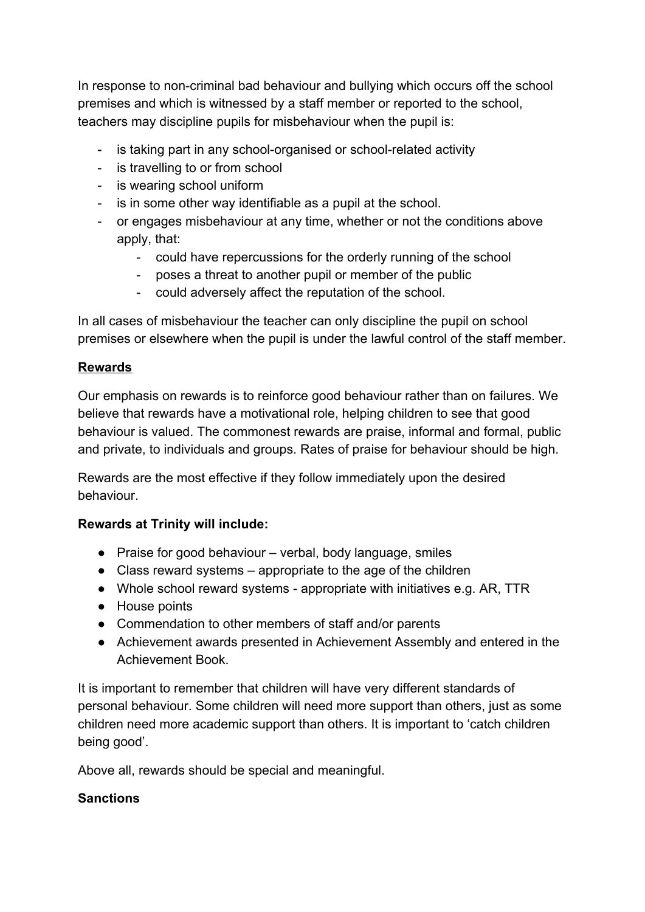In response to non-criminal bad behaviour and bullying which occurs off the school premises and which is witnessed by a staff member or reported to the school, teachers may discipline pupils for misbehaviour when the pupil is:

- is taking part in any school-organised or school-related activity
- is travelling to or from school
- is wearing school uniform
- is in some other way identifiable as a pupil at the school.
- or engages misbehaviour at any time, whether or not the conditions above apply, that:
    - could have repercussions for the orderly running of the school
    - poses a threat to another pupil or member of the public
    - could adversely affect the reputation of the school.

In all cases of misbehaviour the teacher can only discipline the pupil on school premises or elsewhere when the pupil is under the lawful control of the staff member.

**Rewards**

Our emphasis on rewards is to reinforce good behaviour rather than on failures. We believe that rewards have a motivational role, helping children to see that good behaviour is valued. The commonest rewards are praise, informal and formal, public and private, to individuals and groups. Rates of praise for behaviour should be high.

Rewards are the most effective if they follow immediately upon the desired behaviour.

**Rewards at Trinity will include:**

- Praise for good behaviour – verbal, body language, smiles
- Class reward systems – appropriate to the age of the children
- Whole school reward systems - appropriate with initiatives e.g. AR, TTR
- House points
- Commendation to other members of staff and/or parents
- Achievement awards presented in Achievement Assembly and entered in the Achievement Book.

It is important to remember that children will have very different standards of personal behaviour. Some children will need more support than others, just as some children need more academic support than others. It is important to 'catch children being good'.

Above all, rewards should be special and meaningful.

**Sanctions**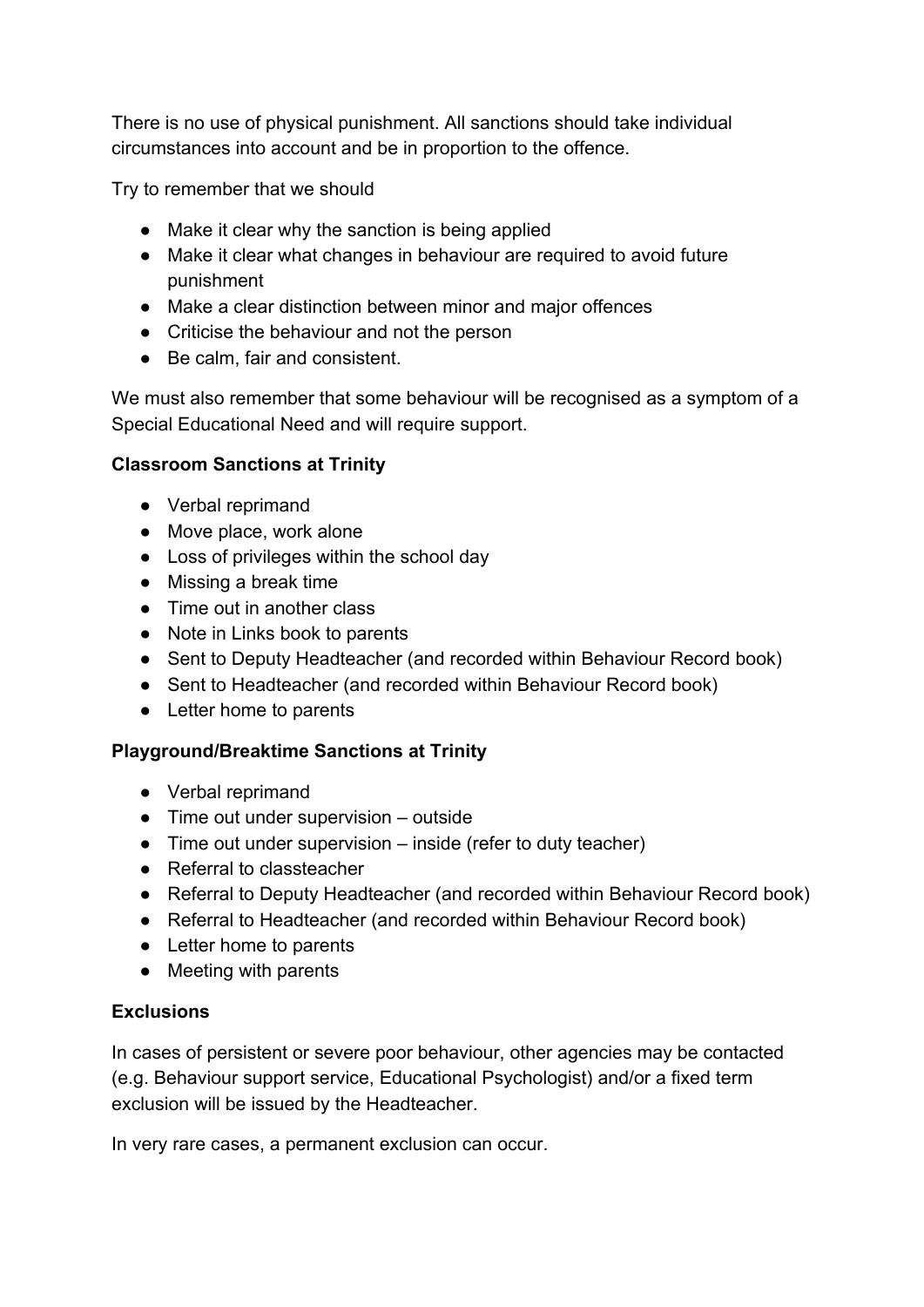There is no use of physical punishment. All sanctions should take individual circumstances into account and be in proportion to the offence.

Try to remember that we should

- Make it clear why the sanction is being applied
- Make it clear what changes in behaviour are required to avoid future punishment
- Make a clear distinction between minor and major offences
- Criticise the behaviour and not the person
- Be calm, fair and consistent.

We must also remember that some behaviour will be recognised as a symptom of a Special Educational Need and will require support.

**Classroom Sanctions at Trinity**

- Verbal reprimand
- Move place, work alone
- Loss of privileges within the school day
- Missing a break time
- Time out in another class
- Note in Links book to parents
- Sent to Deputy Headteacher (and recorded within Behaviour Record book)
- Sent to Headteacher (and recorded within Behaviour Record book)
- Letter home to parents

**Playground/Breaktime Sanctions at Trinity**

- Verbal reprimand
- Time out under supervision – outside
- Time out under supervision – inside (refer to duty teacher)
- Referral to classteacher
- Referral to Deputy Headteacher (and recorded within Behaviour Record book)
- Referral to Headteacher (and recorded within Behaviour Record book)
- Letter home to parents
- Meeting with parents

**Exclusions**

In cases of persistent or severe poor behaviour, other agencies may be contacted (e.g. Behaviour support service, Educational Psychologist) and/or a fixed term exclusion will be issued by the Headteacher.

In very rare cases, a permanent exclusion can occur.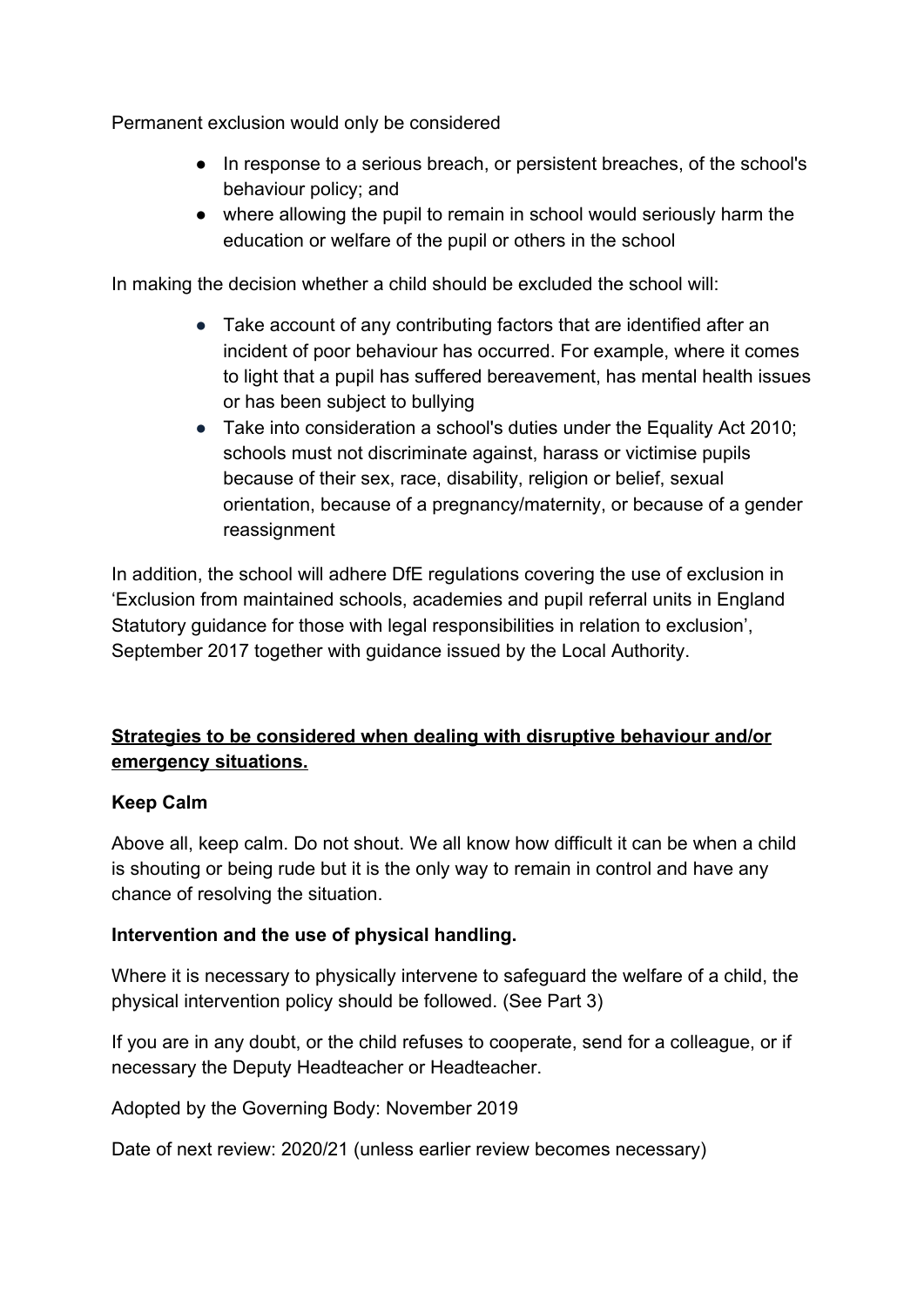Permanent exclusion would only be considered

- In response to a serious breach, or persistent breaches, of the school's behaviour policy; and
- where allowing the pupil to remain in school would seriously harm the education or welfare of the pupil or others in the school

In making the decision whether a child should be excluded the school will:

- Take account of any contributing factors that are identified after an incident of poor behaviour has occurred. For example, where it comes to light that a pupil has suffered bereavement, has mental health issues or has been subject to bullying
- Take into consideration a school's duties under the Equality Act 2010; schools must not discriminate against, harass or victimise pupils because of their sex, race, disability, religion or belief, sexual orientation, because of a pregnancy/maternity, or because of a gender reassignment

In addition, the school will adhere DfE regulations covering the use of exclusion in 'Exclusion from maintained schools, academies and pupil referral units in England Statutory guidance for those with legal responsibilities in relation to exclusion', September 2017 together with guidance issued by the Local Authority.

**<u>Strategies to be considered when dealing with disruptive behaviour and/or emergency situations.</u>**

**Keep Calm**

Above all, keep calm. Do not shout. We all know how difficult it can be when a child is shouting or being rude but it is the only way to remain in control and have any chance of resolving the situation.

**Intervention and the use of physical handling.**

Where it is necessary to physically intervene to safeguard the welfare of a child, the physical intervention policy should be followed. (See Part 3)

If you are in any doubt, or the child refuses to cooperate, send for a colleague, or if necessary the Deputy Headteacher or Headteacher.

Adopted by the Governing Body: November 2019

Date of next review: 2020/21 (unless earlier review becomes necessary)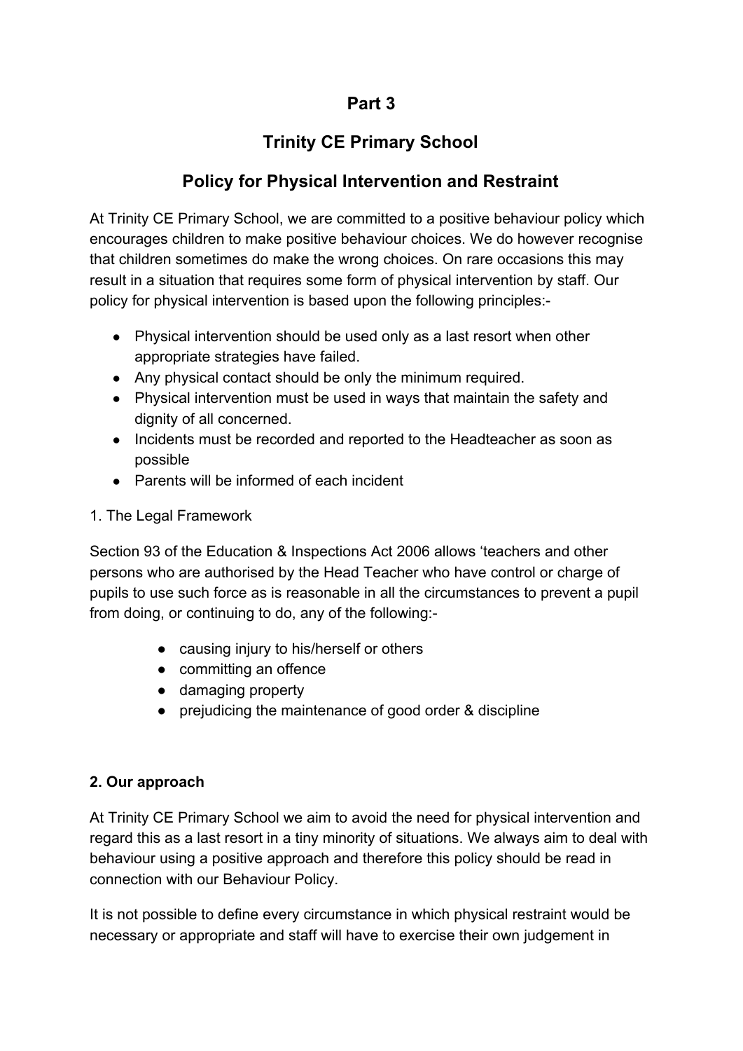# Part 3

# Trinity CE Primary School

## Policy for Physical Intervention and Restraint

At Trinity CE Primary School, we are committed to a positive behaviour policy which encourages children to make positive behaviour choices. We do however recognise that children sometimes do make the wrong choices. On rare occasions this may result in a situation that requires some form of physical intervention by staff. Our policy for physical intervention is based upon the following principles:-

- Physical intervention should be used only as a last resort when other appropriate strategies have failed.
- Any physical contact should be only the minimum required.
- Physical intervention must be used in ways that maintain the safety and dignity of all concerned.
- Incidents must be recorded and reported to the Headteacher as soon as possible
- Parents will be informed of each incident

1. The Legal Framework

Section 93 of the Education & Inspections Act 2006 allows 'teachers and other persons who are authorised by the Head Teacher who have control or charge of pupils to use such force as is reasonable in all the circumstances to prevent a pupil from doing, or continuing to do, any of the following:-

- causing injury to his/herself or others
- committing an offence
- damaging property
- prejudicing the maintenance of good order & discipline

**2. Our approach**

At Trinity CE Primary School we aim to avoid the need for physical intervention and regard this as a last resort in a tiny minority of situations. We always aim to deal with behaviour using a positive approach and therefore this policy should be read in connection with our Behaviour Policy.

It is not possible to define every circumstance in which physical restraint would be necessary or appropriate and staff will have to exercise their own judgement in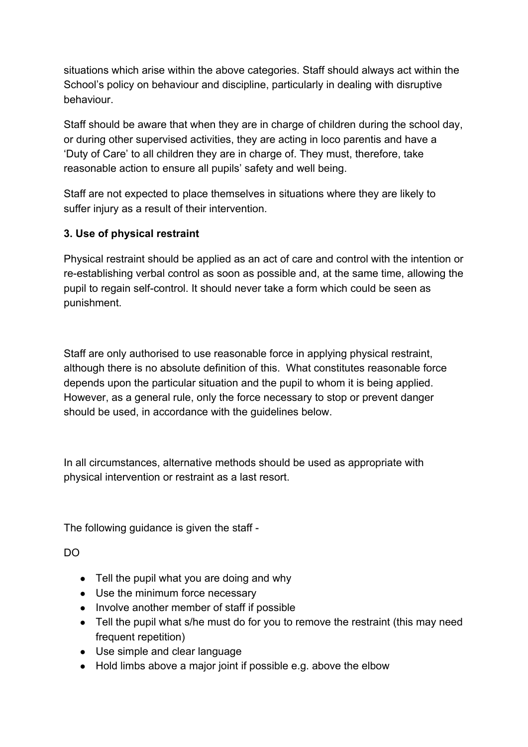situations which arise within the above categories. Staff should always act within the School's policy on behaviour and discipline, particularly in dealing with disruptive behaviour.

Staff should be aware that when they are in charge of children during the school day, or during other supervised activities, they are acting in loco parentis and have a 'Duty of Care' to all children they are in charge of. They must, therefore, take reasonable action to ensure all pupils' safety and well being.

Staff are not expected to place themselves in situations where they are likely to suffer injury as a result of their intervention.

**3. Use of physical restraint**

Physical restraint should be applied as an act of care and control with the intention or re-establishing verbal control as soon as possible and, at the same time, allowing the pupil to regain self-control. It should never take a form which could be seen as punishment.

Staff are only authorised to use reasonable force in applying physical restraint, although there is no absolute definition of this. What constitutes reasonable force depends upon the particular situation and the pupil to whom it is being applied. However, as a general rule, only the force necessary to stop or prevent danger should be used, in accordance with the guidelines below.

In all circumstances, alternative methods should be used as appropriate with physical intervention or restraint as a last resort.

The following guidance is given the staff -

DO

- Tell the pupil what you are doing and why
- Use the minimum force necessary
- Involve another member of staff if possible
- Tell the pupil what s/he must do for you to remove the restraint (this may need frequent repetition)
- Use simple and clear language
- Hold limbs above a major joint if possible e.g. above the elbow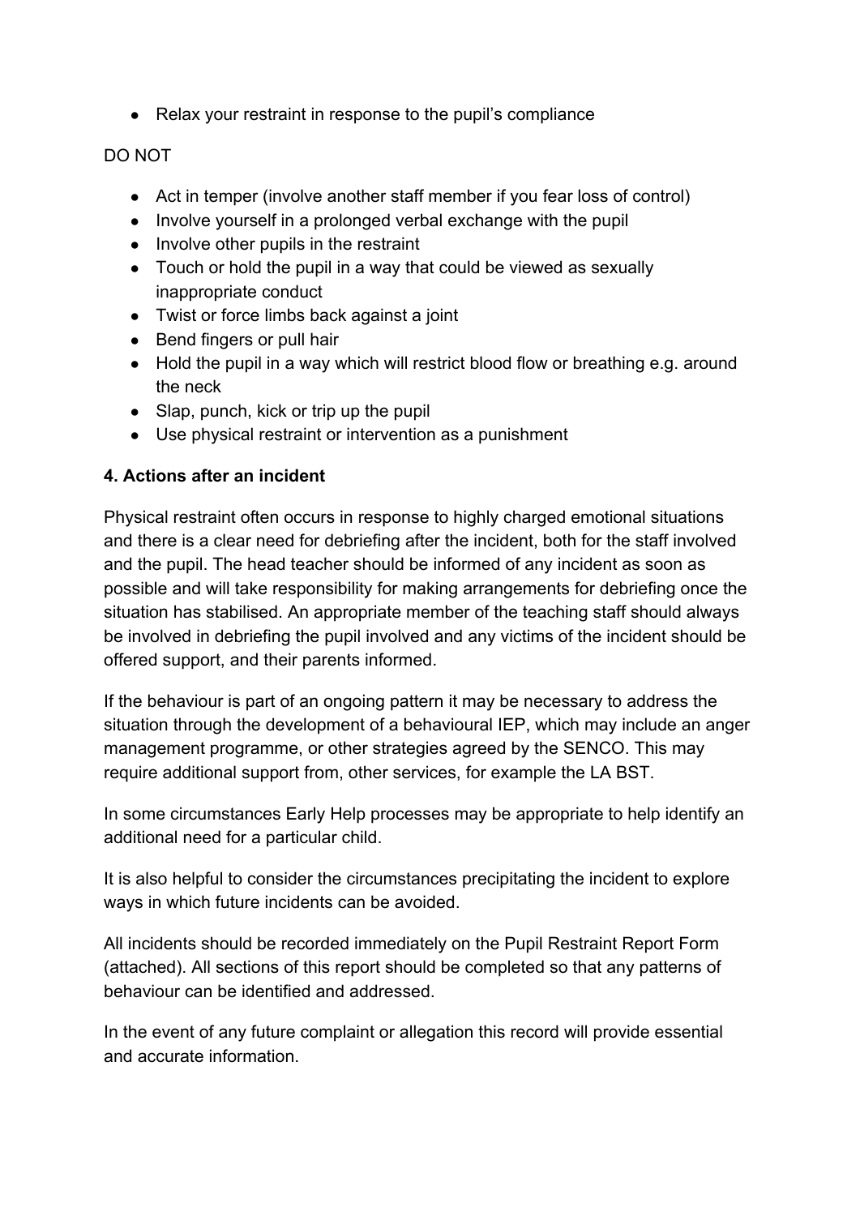- Relax your restraint in response to the pupil's compliance

DO NOT

- Act in temper (involve another staff member if you fear loss of control)
- Involve yourself in a prolonged verbal exchange with the pupil
- Involve other pupils in the restraint
- Touch or hold the pupil in a way that could be viewed as sexually inappropriate conduct
- Twist or force limbs back against a joint
- Bend fingers or pull hair
- Hold the pupil in a way which will restrict blood flow or breathing e.g. around the neck
- Slap, punch, kick or trip up the pupil
- Use physical restraint or intervention as a punishment

**4. Actions after an incident**

Physical restraint often occurs in response to highly charged emotional situations and there is a clear need for debriefing after the incident, both for the staff involved and the pupil. The head teacher should be informed of any incident as soon as possible and will take responsibility for making arrangements for debriefing once the situation has stabilised. An appropriate member of the teaching staff should always be involved in debriefing the pupil involved and any victims of the incident should be offered support, and their parents informed.

If the behaviour is part of an ongoing pattern it may be necessary to address the situation through the development of a behavioural IEP, which may include an anger management programme, or other strategies agreed by the SENCO. This may require additional support from, other services, for example the LA BST.

In some circumstances Early Help processes may be appropriate to help identify an additional need for a particular child.

It is also helpful to consider the circumstances precipitating the incident to explore ways in which future incidents can be avoided.

All incidents should be recorded immediately on the Pupil Restraint Report Form (attached). All sections of this report should be completed so that any patterns of behaviour can be identified and addressed.

In the event of any future complaint or allegation this record will provide essential and accurate information.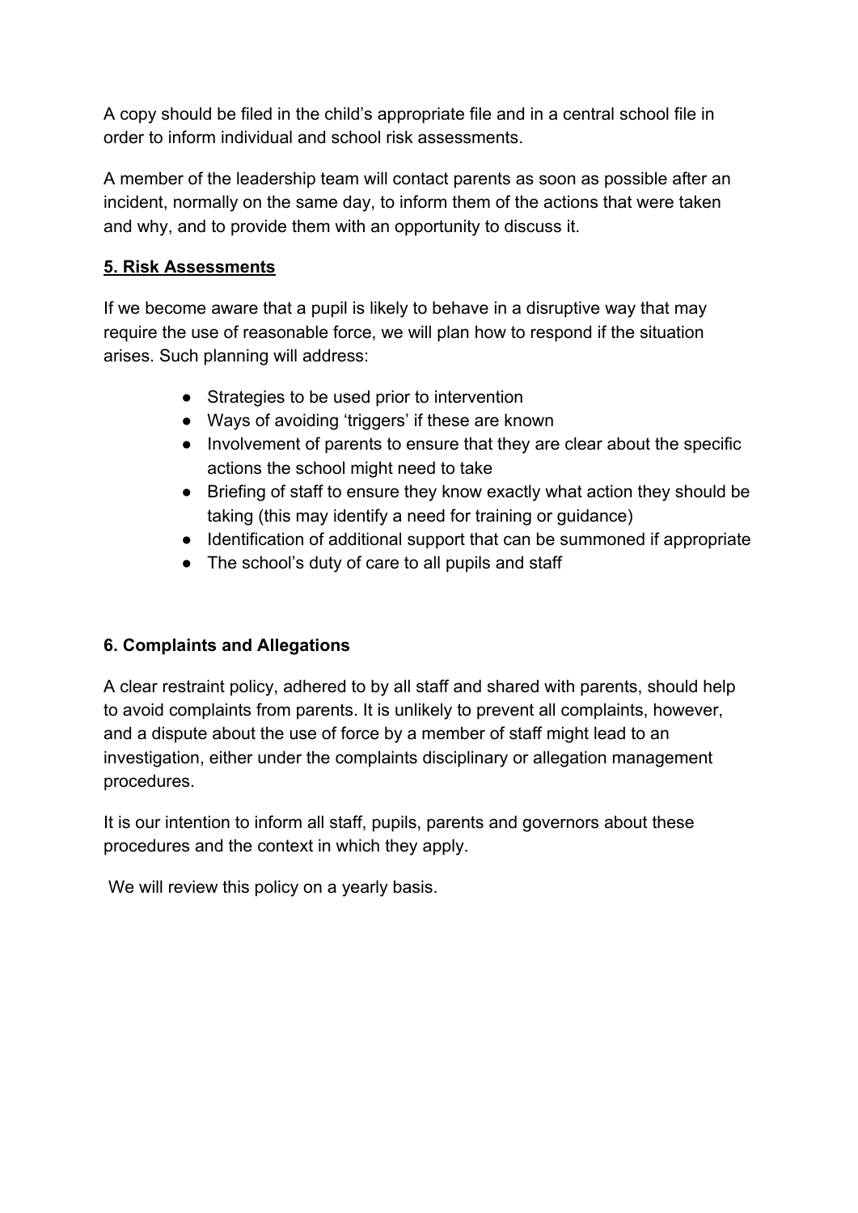A copy should be filed in the child's appropriate file and in a central school file in order to inform individual and school risk assessments.

A member of the leadership team will contact parents as soon as possible after an incident, normally on the same day, to inform them of the actions that were taken and why, and to provide them with an opportunity to discuss it.

## **5. Risk Assessments**

If we become aware that a pupil is likely to behave in a disruptive way that may require the use of reasonable force, we will plan how to respond if the situation arises. Such planning will address:

- Strategies to be used prior to intervention
- Ways of avoiding 'triggers' if these are known
- Involvement of parents to ensure that they are clear about the specific actions the school might need to take
- Briefing of staff to ensure they know exactly what action they should be taking (this may identify a need for training or guidance)
- Identification of additional support that can be summoned if appropriate
- The school's duty of care to all pupils and staff

## **6. Complaints and Allegations**

A clear restraint policy, adhered to by all staff and shared with parents, should help to avoid complaints from parents. It is unlikely to prevent all complaints, however, and a dispute about the use of force by a member of staff might lead to an investigation, either under the complaints disciplinary or allegation management procedures.

It is our intention to inform all staff, pupils, parents and governors about these procedures and the context in which they apply.

We will review this policy on a yearly basis.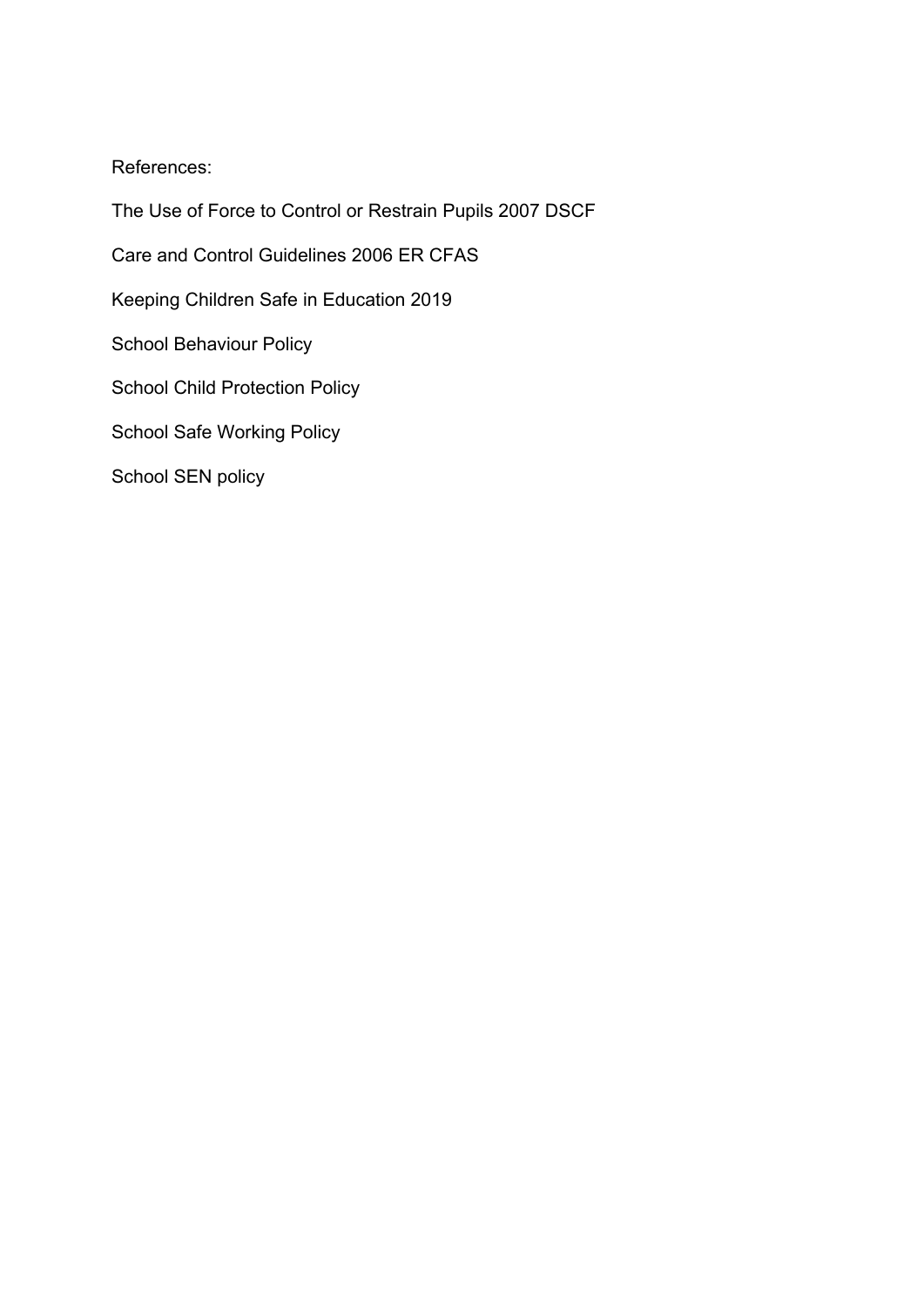References:

The Use of Force to Control or Restrain Pupils 2007 DSCF

Care and Control Guidelines 2006 ER CFAS

Keeping Children Safe in Education 2019

School Behaviour Policy

School Child Protection Policy

School Safe Working Policy

School SEN policy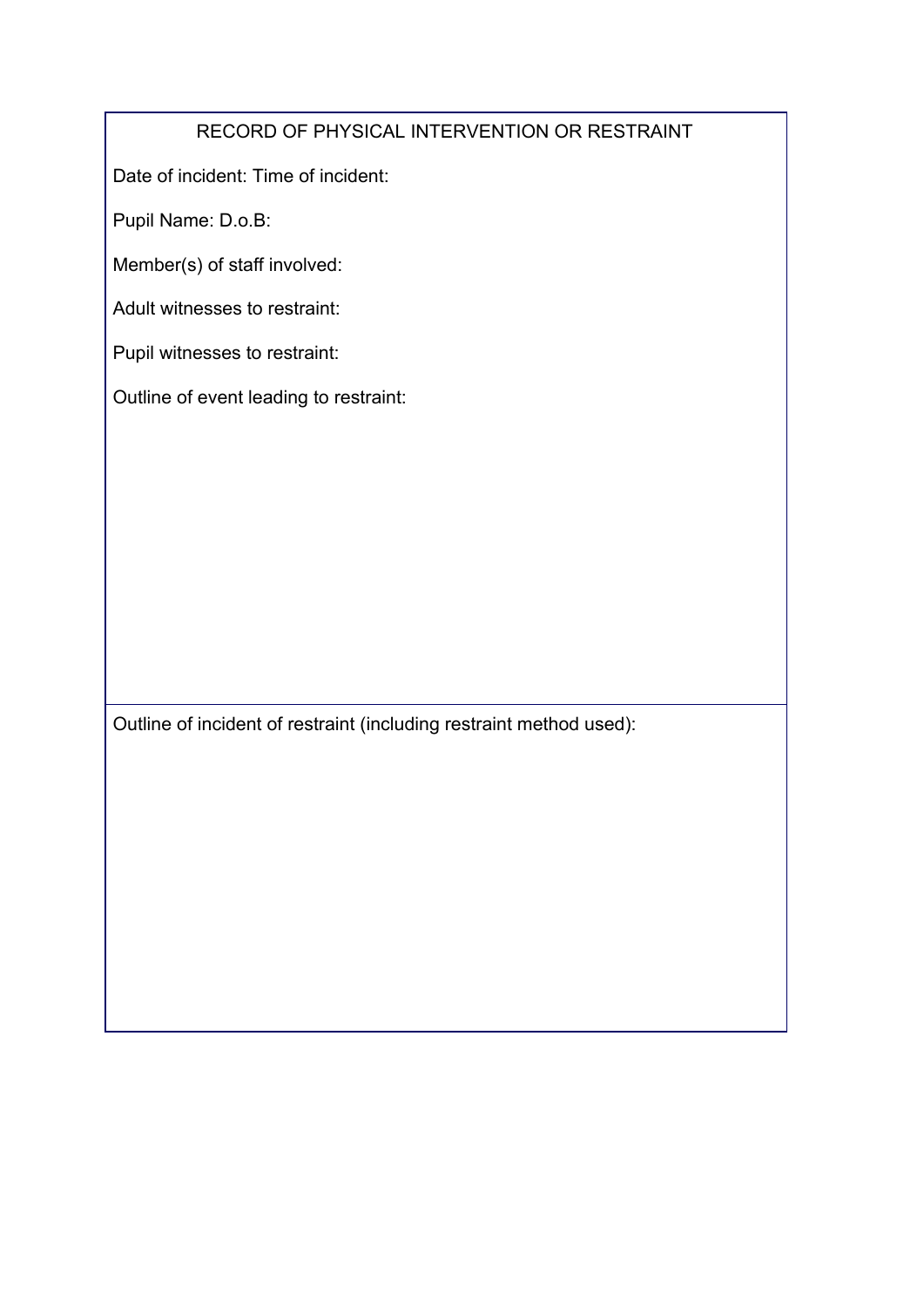## RECORD OF PHYSICAL INTERVENTION OR RESTRAINT

Date of incident: Time of incident:

Pupil Name: D.o.B:

Member(s) of staff involved:

Adult witnesses to restraint:

Pupil witnesses to restraint:

Outline of event leading to restraint:

Outline of incident of restraint (including restraint method used):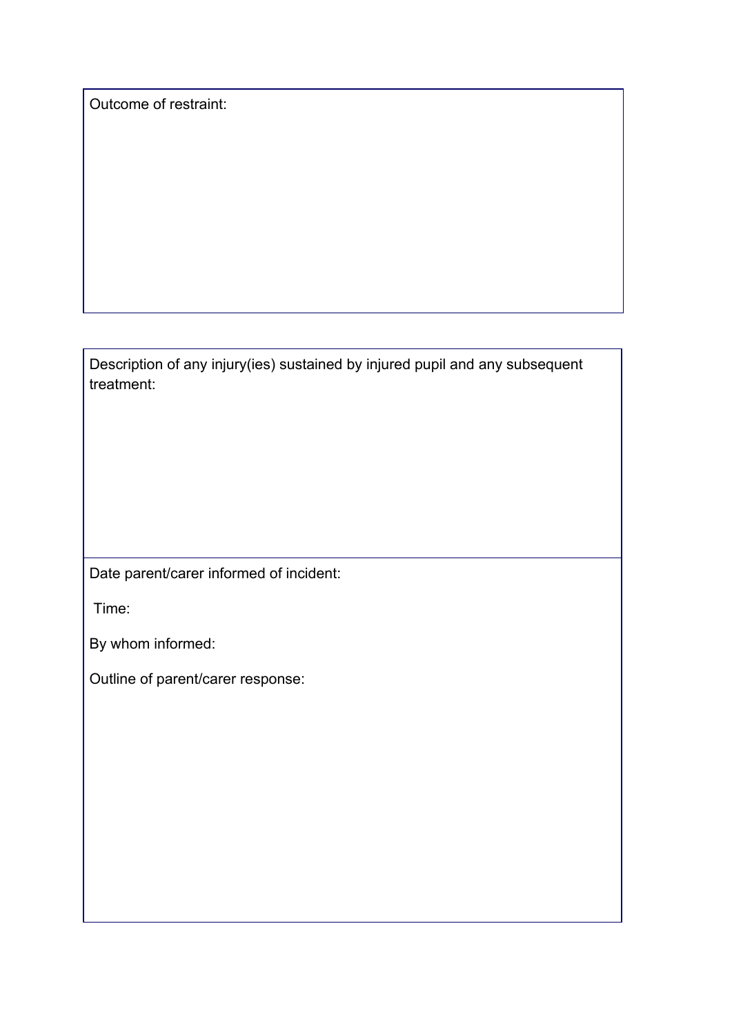Outcome of restraint:

Description of any injury(ies) sustained by injured pupil and any subsequent treatment:

Date parent/carer informed of incident:

Time:

By whom informed:

Outline of parent/carer response: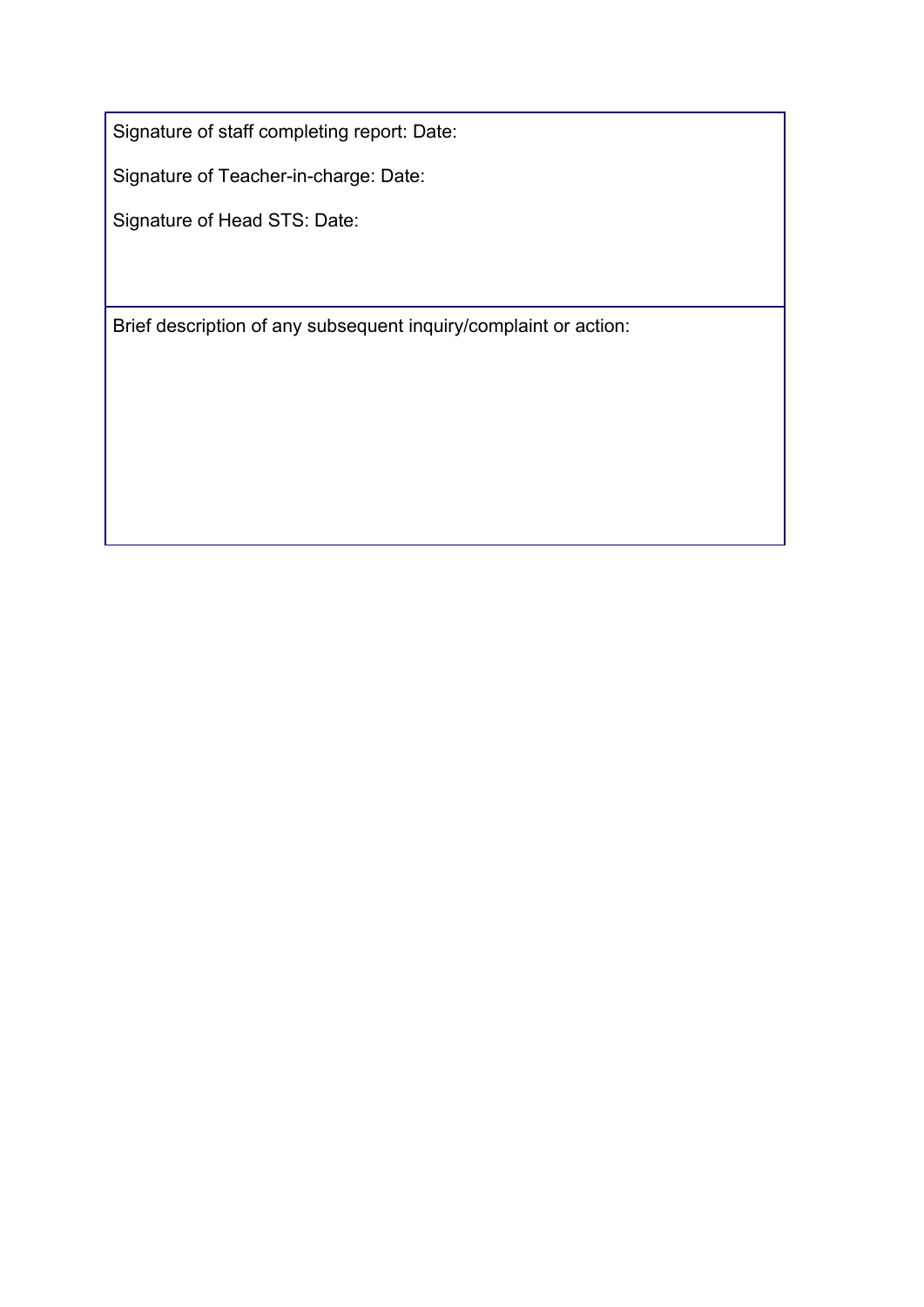| |
|---|
| Signature of staff completing report: Date:<br><br>Signature of Teacher-in-charge: Date:<br><br>Signature of Head STS: Date: |
| Brief description of any subsequent inquiry/complaint or action: |